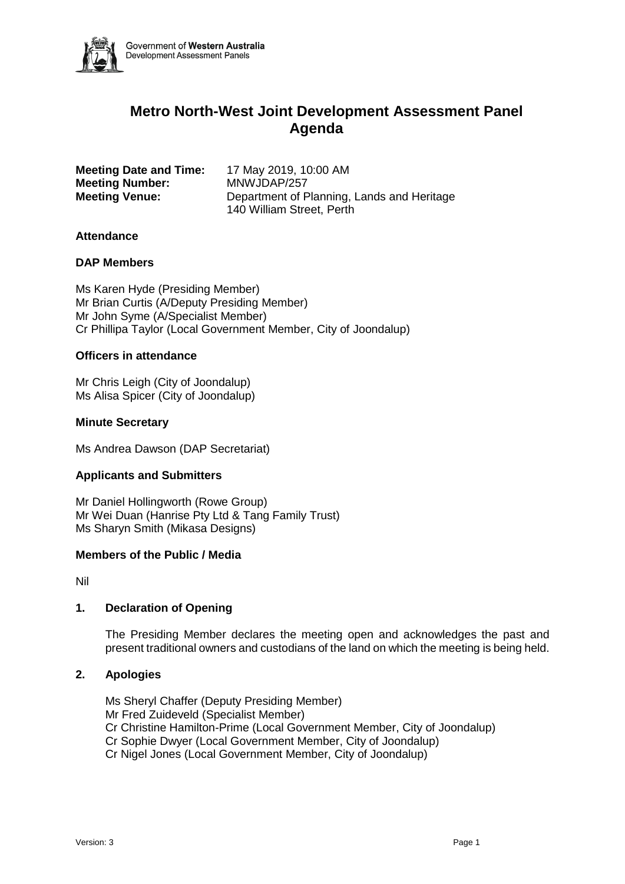Government of **Western Australia**
Development Assessment Panels

# Metro North-West Joint Development Assessment Panel Agenda

**Meeting Date and Time:** 17 May 2019, 10:00 AM
**Meeting Number:** MNWJDAP/257
**Meeting Venue:** Department of Planning, Lands and Heritage
140 William Street, Perth

### Attendance

### DAP Members

Ms Karen Hyde (Presiding Member)
Mr Brian Curtis (A/Deputy Presiding Member)
Mr John Syme (A/Specialist Member)
Cr Phillipa Taylor (Local Government Member, City of Joondalup)

### Officers in attendance

Mr Chris Leigh (City of Joondalup)
Ms Alisa Spicer (City of Joondalup)

### Minute Secretary

Ms Andrea Dawson (DAP Secretariat)

### Applicants and Submitters

Mr Daniel Hollingworth (Rowe Group)
Mr Wei Duan (Hanrise Pty Ltd & Tang Family Trust)
Ms Sharyn Smith (Mikasa Designs)

### Members of the Public / Media

Nil

### 1. Declaration of Opening

The Presiding Member declares the meeting open and acknowledges the past and present traditional owners and custodians of the land on which the meeting is being held.

### 2. Apologies

Ms Sheryl Chaffer (Deputy Presiding Member)
Mr Fred Zuideveld (Specialist Member)
Cr Christine Hamilton-Prime (Local Government Member, City of Joondalup)
Cr Sophie Dwyer (Local Government Member, City of Joondalup)
Cr Nigel Jones (Local Government Member, City of Joondalup)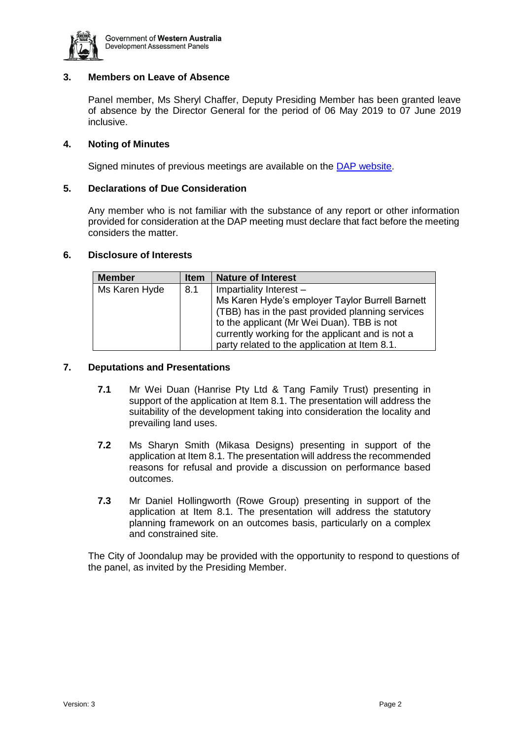## 3. Members on Leave of Absence

Panel member, Ms Sheryl Chaffer, Deputy Presiding Member has been granted leave of absence by the Director General for the period of 06 May 2019 to 07 June 2019 inclusive.

## 4. Noting of Minutes

Signed minutes of previous meetings are available on the DAP website.

## 5. Declarations of Due Consideration

Any member who is not familiar with the substance of any report or other information provided for consideration at the DAP meeting must declare that fact before the meeting considers the matter.

## 6. Disclosure of Interests

| Member | Item | Nature of Interest |
|---|---|---|
| Ms Karen Hyde | 8.1 | Impartiality Interest – Ms Karen Hyde's employer Taylor Burrell Barnett (TBB) has in the past provided planning services to the applicant (Mr Wei Duan). TBB is not currently working for the applicant and is not a party related to the application at Item 8.1. |

## 7. Deputations and Presentations

**7.1** Mr Wei Duan (Hanrise Pty Ltd & Tang Family Trust) presenting in support of the application at Item 8.1. The presentation will address the suitability of the development taking into consideration the locality and prevailing land uses.

**7.2** Ms Sharyn Smith (Mikasa Designs) presenting in support of the application at Item 8.1. The presentation will address the recommended reasons for refusal and provide a discussion on performance based outcomes.

**7.3** Mr Daniel Hollingworth (Rowe Group) presenting in support of the application at Item 8.1. The presentation will address the statutory planning framework on an outcomes basis, particularly on a complex and constrained site.

The City of Joondalup may be provided with the opportunity to respond to questions of the panel, as invited by the Presiding Member.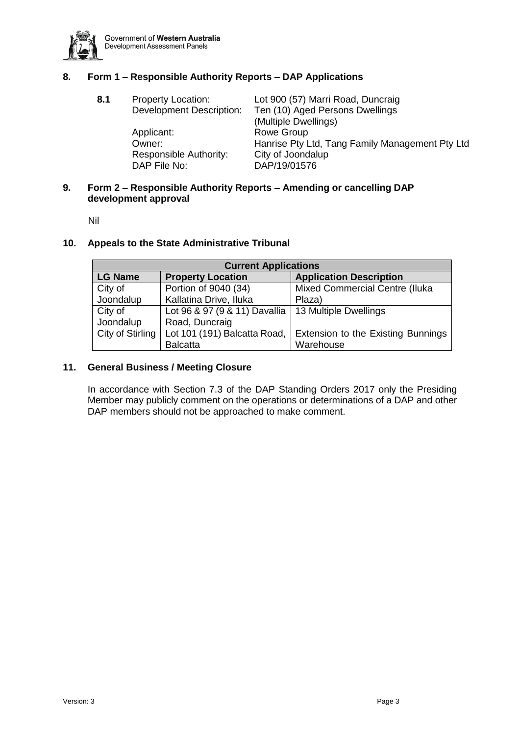## 8. Form 1 – Responsible Authority Reports – DAP Applications

| | | |
|---|---|---|
| **8.1** | Property Location: | Lot 900 (57) Marri Road, Duncraig |
| | Development Description: | Ten (10) Aged Persons Dwellings (Multiple Dwellings) |
| | Applicant: | Rowe Group |
| | Owner: | Hanrise Pty Ltd, Tang Family Management Pty Ltd |
| | Responsible Authority: | City of Joondalup |
| | DAP File No: | DAP/19/01576 |

## 9. Form 2 – Responsible Authority Reports – Amending or cancelling DAP development approval

Nil

## 10. Appeals to the State Administrative Tribunal

| **Current Applications** | | |
|---|---|---|
| **LG Name** | **Property Location** | **Application Description** |
| City of Joondalup | Portion of 9040 (34) Kallatina Drive, Iluka | Mixed Commercial Centre (Iluka Plaza) |
| City of Joondalup | Lot 96 & 97 (9 & 11) Davallia Road, Duncraig | 13 Multiple Dwellings |
| City of Stirling | Lot 101 (191) Balcatta Road, Balcatta | Extension to the Existing Bunnings Warehouse |

## 11. General Business / Meeting Closure

In accordance with Section 7.3 of the DAP Standing Orders 2017 only the Presiding Member may publicly comment on the operations or determinations of a DAP and other DAP members should not be approached to make comment.